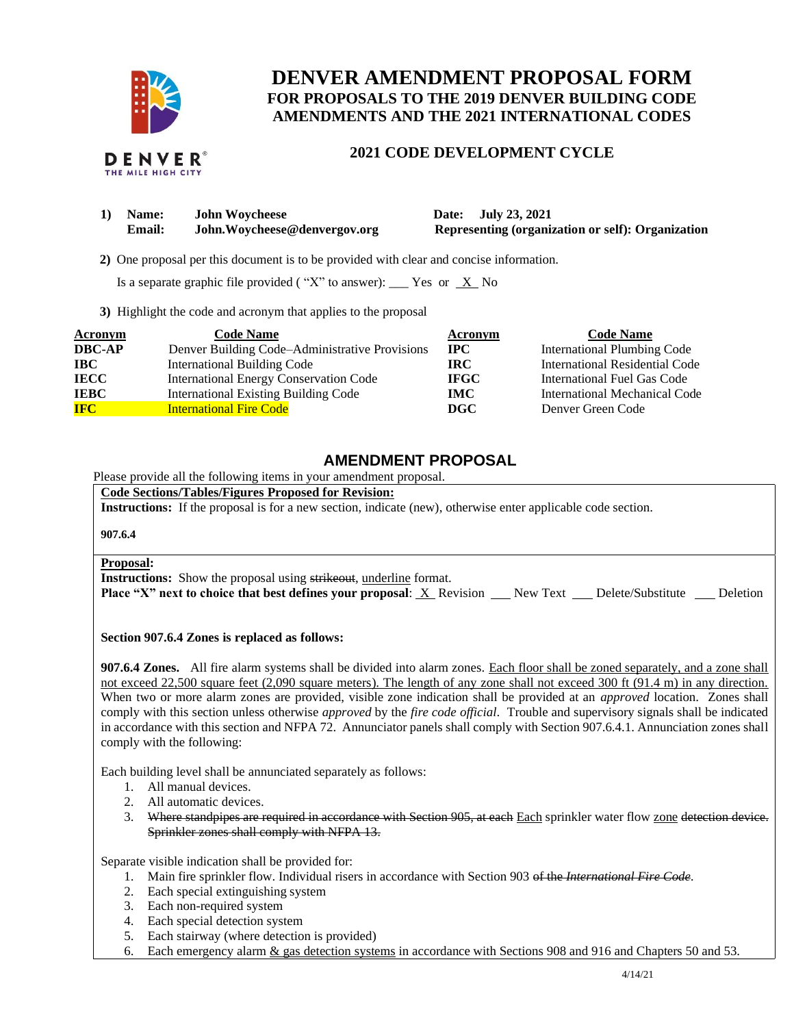# DENVER AMENDMENT PROPOSAL FORM

## FOR PROPOSALS TO THE 2019 DENVER BUILDING CODE AMENDMENTS AND THE 2021 INTERNATIONAL CODES

### 2021 CODE DEVELOPMENT CYCLE

**1) Name:** **John Woycheese** **Date: July 23, 2021**
**Email:** **John.Woycheese@denvergov.org** **Representing (organization or self): Organization**

**2)** One proposal per this document is to be provided with clear and concise information.

Is a separate graphic file provided ( "X" to answer): ___ Yes or _X_ No

**3)** Highlight the code and acronym that applies to the proposal

| Acronym | Code Name | Acronym | Code Name |
|---|---|---|---|
| **DBC-AP** | Denver Building Code–Administrative Provisions | **IPC** | International Plumbing Code |
| **IBC** | International Building Code | **IRC** | International Residential Code |
| **IECC** | International Energy Conservation Code | **IFGC** | International Fuel Gas Code |
| **IEBC** | International Existing Building Code | **IMC** | International Mechanical Code |
| **IFC** | International Fire Code | **DGC** | Denver Green Code |

## AMENDMENT PROPOSAL

Please provide all the following items in your amendment proposal.

**Code Sections/Tables/Figures Proposed for Revision:**
**Instructions:** If the proposal is for a new section, indicate (new), otherwise enter applicable code section.

**907.6.4**

**Proposal:**
**Instructions:** Show the proposal using ~~strikeout~~, <u>underline</u> format.
**Place "X" next to choice that best defines your proposal**: _X_ Revision ___ New Text ___ Delete/Substitute ___ Deletion

**Section 907.6.4 Zones is replaced as follows:**

**907.6.4 Zones.** All fire alarm systems shall be divided into alarm zones. <u>Each floor shall be zoned separately, and a zone shall not exceed 22,500 square feet (2,090 square meters). The length of any zone shall not exceed 300 ft (91.4 m) in any direction.</u> When two or more alarm zones are provided, visible zone indication shall be provided at an *approved* location. Zones shall comply with this section unless otherwise *approved* by the *fire code official*. Trouble and supervisory signals shall be indicated in accordance with this section and NFPA 72. Annunciator panels shall comply with Section 907.6.4.1. Annunciation zones shall comply with the following:

Each building level shall be annunciated separately as follows:

1. All manual devices.
2. All automatic devices.
3. ~~Where standpipes are required in accordance with Section 905, at each~~ <u>Each</u> sprinkler water flow <u>zone</u> ~~detection device. Sprinkler zones shall comply with NFPA 13.~~

Separate visible indication shall be provided for:

1. Main fire sprinkler flow. Individual risers in accordance with Section 903 ~~of the *International Fire Code*~~.
2. Each special extinguishing system
3. Each non-required system
4. Each special detection system
5. Each stairway (where detection is provided)
6. Each emergency alarm <u>& gas detection systems</u> in accordance with Sections 908 and 916 and Chapters 50 and 53.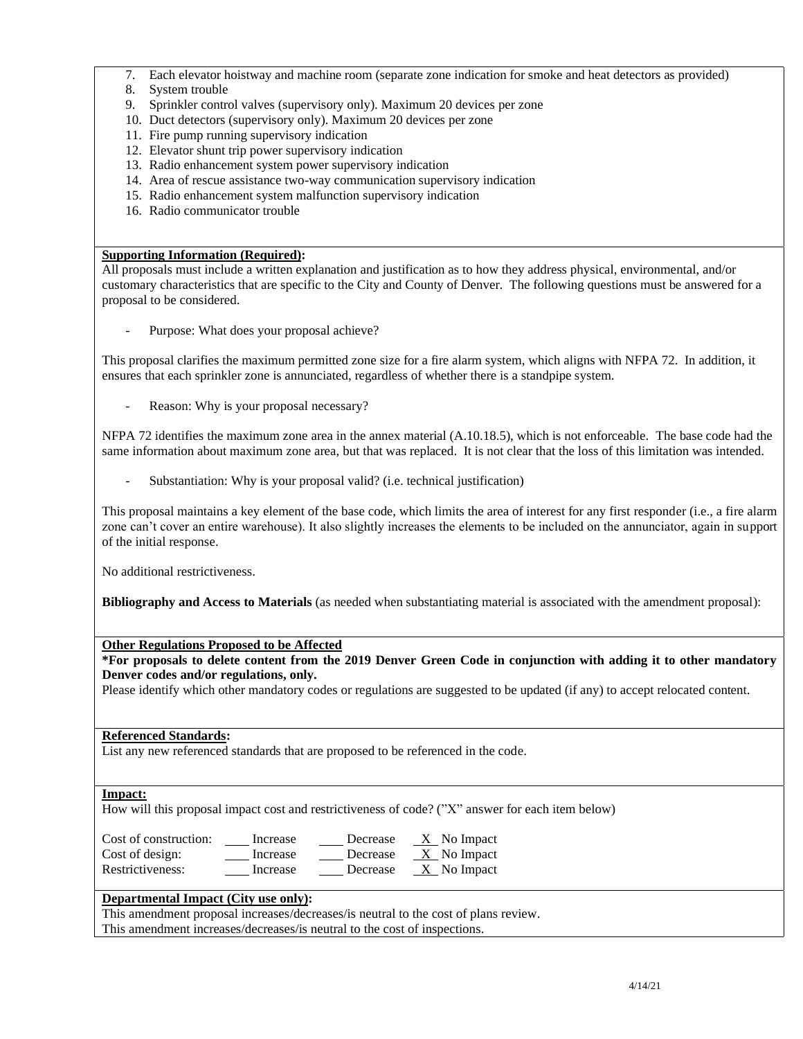7. Each elevator hoistway and machine room (separate zone indication for smoke and heat detectors as provided)
8. System trouble
9. Sprinkler control valves (supervisory only). Maximum 20 devices per zone
10. Duct detectors (supervisory only). Maximum 20 devices per zone
11. Fire pump running supervisory indication
12. Elevator shunt trip power supervisory indication
13. Radio enhancement system power supervisory indication
14. Area of rescue assistance two-way communication supervisory indication
15. Radio enhancement system malfunction supervisory indication
16. Radio communicator trouble

**Supporting Information (Required):**

All proposals must include a written explanation and justification as to how they address physical, environmental, and/or customary characteristics that are specific to the City and County of Denver. The following questions must be answered for a proposal to be considered.

- Purpose: What does your proposal achieve?

This proposal clarifies the maximum permitted zone size for a fire alarm system, which aligns with NFPA 72. In addition, it ensures that each sprinkler zone is annunciated, regardless of whether there is a standpipe system.

- Reason: Why is your proposal necessary?

NFPA 72 identifies the maximum zone area in the annex material (A.10.18.5), which is not enforceable. The base code had the same information about maximum zone area, but that was replaced. It is not clear that the loss of this limitation was intended.

- Substantiation: Why is your proposal valid? (i.e. technical justification)

This proposal maintains a key element of the base code, which limits the area of interest for any first responder (i.e., a fire alarm zone can't cover an entire warehouse). It also slightly increases the elements to be included on the annunciator, again in support of the initial response.

No additional restrictiveness.

**Bibliography and Access to Materials** (as needed when substantiating material is associated with the amendment proposal):

**Other Regulations Proposed to be Affected**

**\*For proposals to delete content from the 2019 Denver Green Code in conjunction with adding it to other mandatory Denver codes and/or regulations, only.**

Please identify which other mandatory codes or regulations are suggested to be updated (if any) to accept relocated content.

**Referenced Standards:**

List any new referenced standards that are proposed to be referenced in the code.

**Impact:**

How will this proposal impact cost and restrictiveness of code? ("X" answer for each item below)

| | | | |
|---|---|---|---|
| Cost of construction: | ___ Increase | ___ Decrease | X No Impact |
| Cost of design: | ___ Increase | ___ Decrease | X No Impact |
| Restrictiveness: | ___ Increase | ___ Decrease | X No Impact |

**Departmental Impact (City use only):**

This amendment proposal increases/decreases/is neutral to the cost of plans review.

This amendment increases/decreases/is neutral to the cost of inspections.

4/14/21